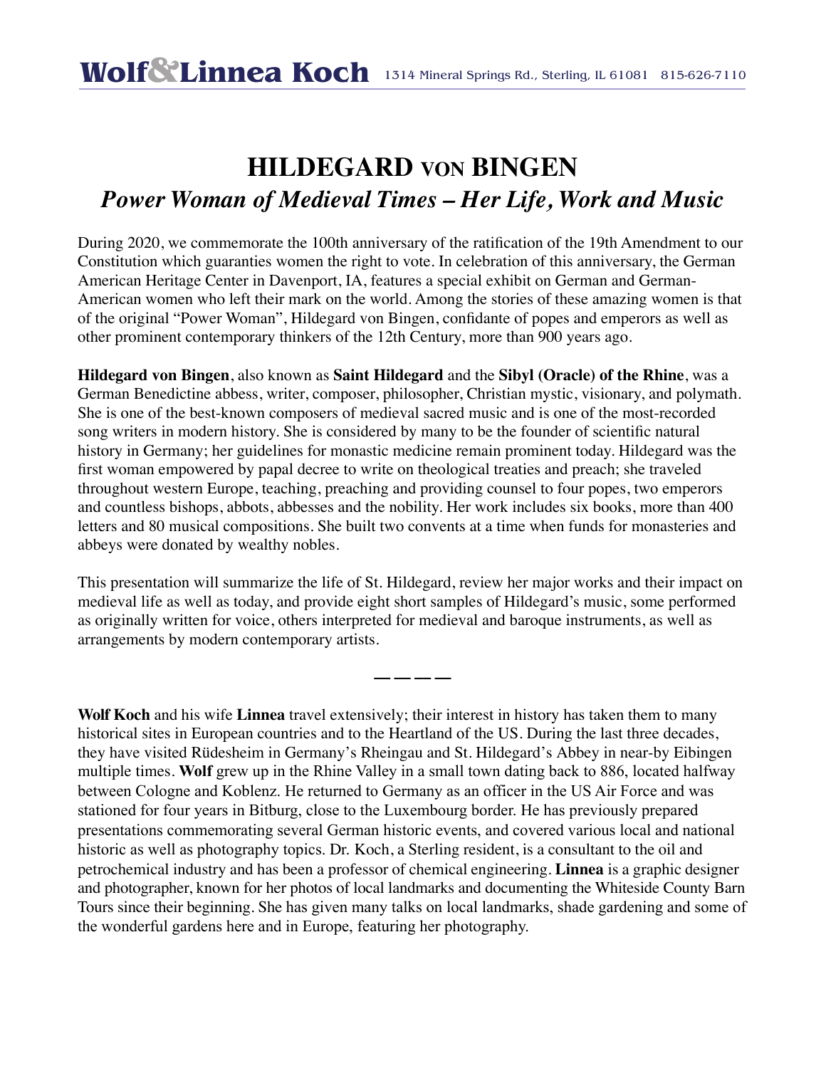# Wolf & Linnea Koch

1314 Mineral Springs Rd., Sterling, IL 61081 815-626-7110

# HILDEGARD VON BINGEN

## *Power Woman of Medieval Times – Her Life, Work and Music*

During 2020, we commemorate the 100th anniversary of the ratification of the 19th Amendment to our Constitution which guaranties women the right to vote. In celebration of this anniversary, the German American Heritage Center in Davenport, IA, features a special exhibit on German and German-American women who left their mark on the world. Among the stories of these amazing women is that of the original "Power Woman", Hildegard von Bingen, confidante of popes and emperors as well as other prominent contemporary thinkers of the 12th Century, more than 900 years ago.

**Hildegard von Bingen**, also known as **Saint Hildegard** and the **Sibyl (Oracle) of the Rhine**, was a German Benedictine abbess, writer, composer, philosopher, Christian mystic, visionary, and polymath. She is one of the best-known composers of medieval sacred music and is one of the most-recorded song writers in modern history. She is considered by many to be the founder of scientific natural history in Germany; her guidelines for monastic medicine remain prominent today. Hildegard was the first woman empowered by papal decree to write on theological treaties and preach; she traveled throughout western Europe, teaching, preaching and providing counsel to four popes, two emperors and countless bishops, abbots, abbesses and the nobility. Her work includes six books, more than 400 letters and 80 musical compositions. She built two convents at a time when funds for monasteries and abbeys were donated by wealthy nobles.

This presentation will summarize the life of St. Hildegard, review her major works and their impact on medieval life as well as today, and provide eight short samples of Hildegard's music, some performed as originally written for voice, others interpreted for medieval and baroque instruments, as well as arrangements by modern contemporary artists.

————

**Wolf Koch** and his wife **Linnea** travel extensively; their interest in history has taken them to many historical sites in European countries and to the Heartland of the US. During the last three decades, they have visited Rüdesheim in Germany's Rheingau and St. Hildegard's Abbey in near-by Eibingen multiple times. **Wolf** grew up in the Rhine Valley in a small town dating back to 886, located halfway between Cologne and Koblenz. He returned to Germany as an officer in the US Air Force and was stationed for four years in Bitburg, close to the Luxembourg border. He has previously prepared presentations commemorating several German historic events, and covered various local and national historic as well as photography topics. Dr. Koch, a Sterling resident, is a consultant to the oil and petrochemical industry and has been a professor of chemical engineering. **Linnea** is a graphic designer and photographer, known for her photos of local landmarks and documenting the Whiteside County Barn Tours since their beginning. She has given many talks on local landmarks, shade gardening and some of the wonderful gardens here and in Europe, featuring her photography.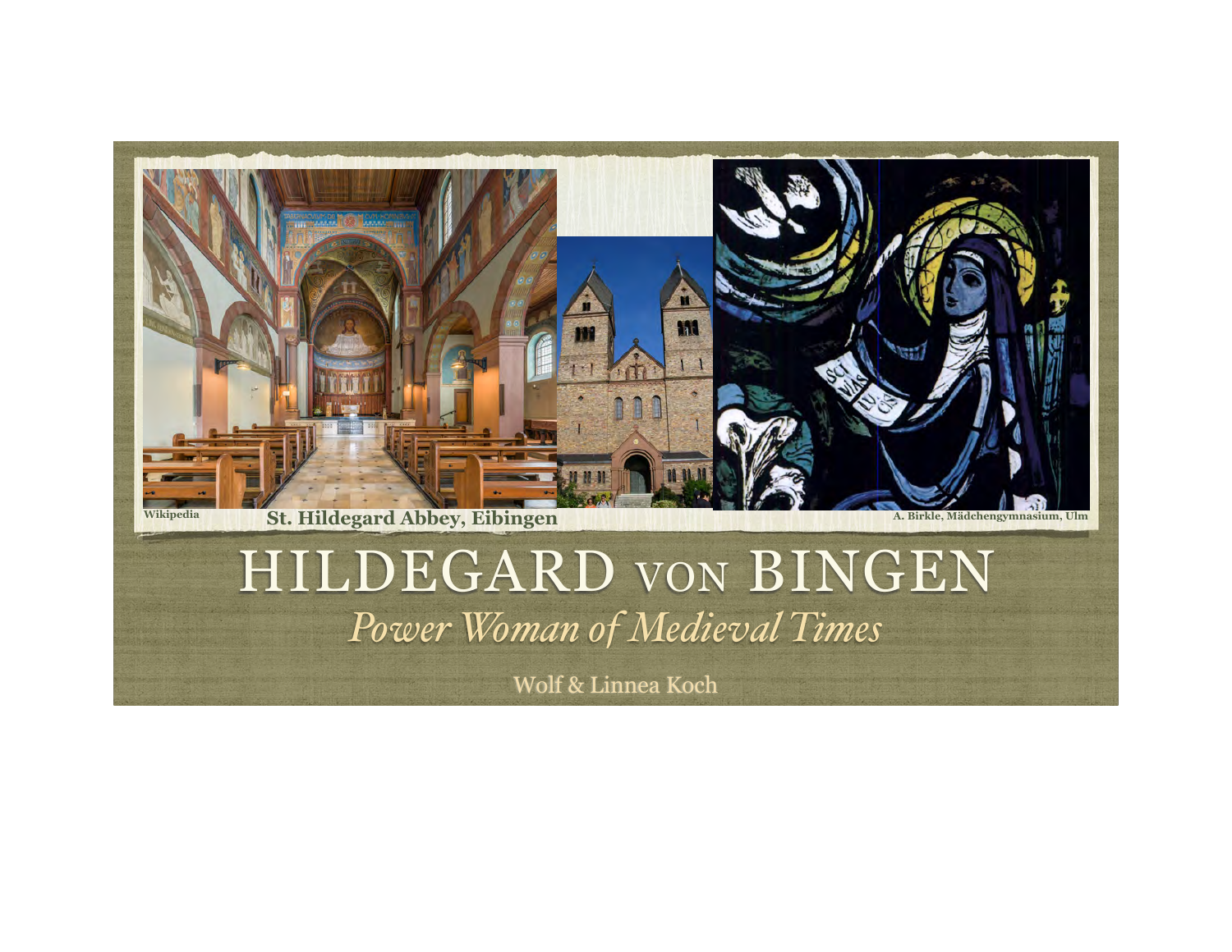Wikipedia

**St. Hildegard Abbey, Eibingen**

A. Birkle, Mädchengymnasium, Ulm

# HILDEGARD VON BINGEN

## *Power Woman of Medieval Times*

Wolf & Linnea Koch